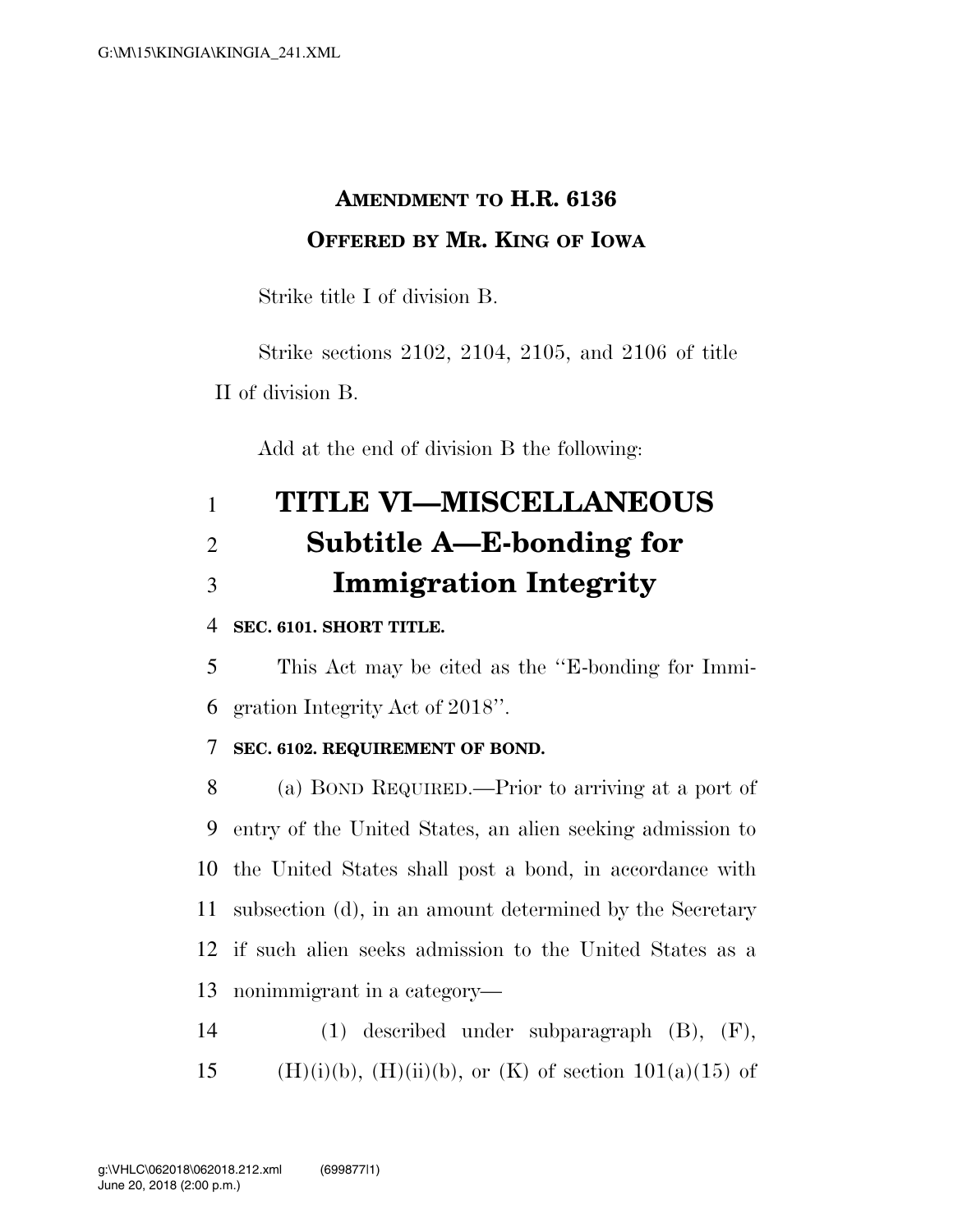# AMENDMENT TO H.R. 6136

## OFFERED BY MR. KING OF IOWA

Strike title I of division B.

Strike sections 2102, 2104, 2105, and 2106 of title II of division B.

Add at the end of division B the following:

# TITLE VI—MISCELLANEOUS

## Subtitle A—E-bonding for Immigration Integrity

**SEC. 6101. SHORT TITLE.**

This Act may be cited as the "E-bonding for Immigration Integrity Act of 2018".

**SEC. 6102. REQUIREMENT OF BOND.**

(a) BOND REQUIRED.—Prior to arriving at a port of entry of the United States, an alien seeking admission to the United States shall post a bond, in accordance with subsection (d), in an amount determined by the Secretary if such alien seeks admission to the United States as a nonimmigrant in a category—

(1) described under subparagraph (B), (F), (H)(i)(b), (H)(ii)(b), or (K) of section 101(a)(15) of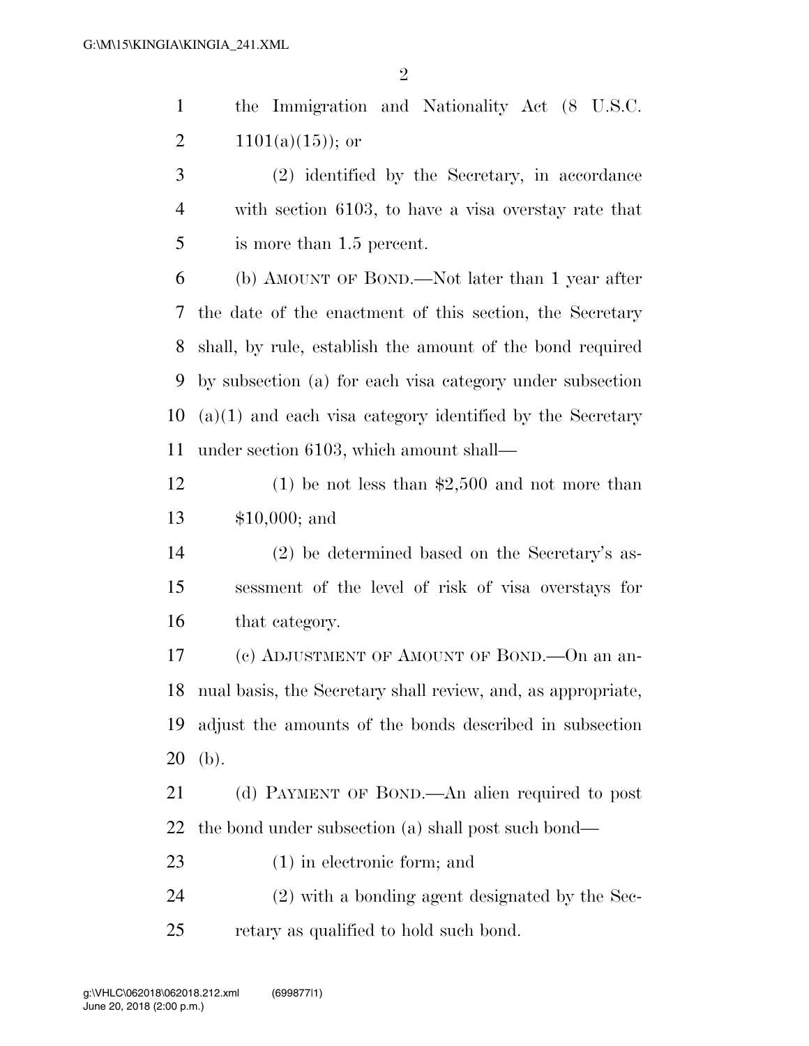the Immigration and Nationality Act (8 U.S.C. 1101(a)(15)); or

(2) identified by the Secretary, in accordance with section 6103, to have a visa overstay rate that is more than 1.5 percent.

(b) AMOUNT OF BOND.—Not later than 1 year after the date of the enactment of this section, the Secretary shall, by rule, establish the amount of the bond required by subsection (a) for each visa category under subsection (a)(1) and each visa category identified by the Secretary under section 6103, which amount shall—

(1) be not less than $2,500 and not more than $10,000; and

(2) be determined based on the Secretary's assessment of the level of risk of visa overstays for that category.

(c) ADJUSTMENT OF AMOUNT OF BOND.—On an annual basis, the Secretary shall review, and, as appropriate, adjust the amounts of the bonds described in subsection (b).

(d) PAYMENT OF BOND.—An alien required to post the bond under subsection (a) shall post such bond—

(1) in electronic form; and

(2) with a bonding agent designated by the Secretary as qualified to hold such bond.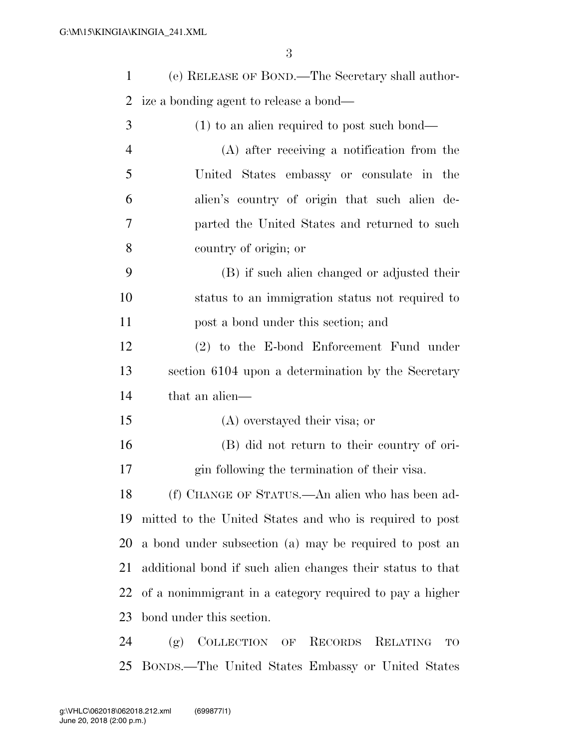(e) RELEASE OF BOND.—The Secretary shall authorize a bonding agent to release a bond—

(1) to an alien required to post such bond—

(A) after receiving a notification from the United States embassy or consulate in the alien's country of origin that such alien departed the United States and returned to such country of origin; or

(B) if such alien changed or adjusted their status to an immigration status not required to post a bond under this section; and

(2) to the E-bond Enforcement Fund under section 6104 upon a determination by the Secretary that an alien—

(A) overstayed their visa; or

(B) did not return to their country of origin following the termination of their visa.

(f) CHANGE OF STATUS.—An alien who has been admitted to the United States and who is required to post a bond under subsection (a) may be required to post an additional bond if such alien changes their status to that of a nonimmigrant in a category required to pay a higher bond under this section.

(g) COLLECTION OF RECORDS RELATING TO BONDS.—The United States Embassy or United States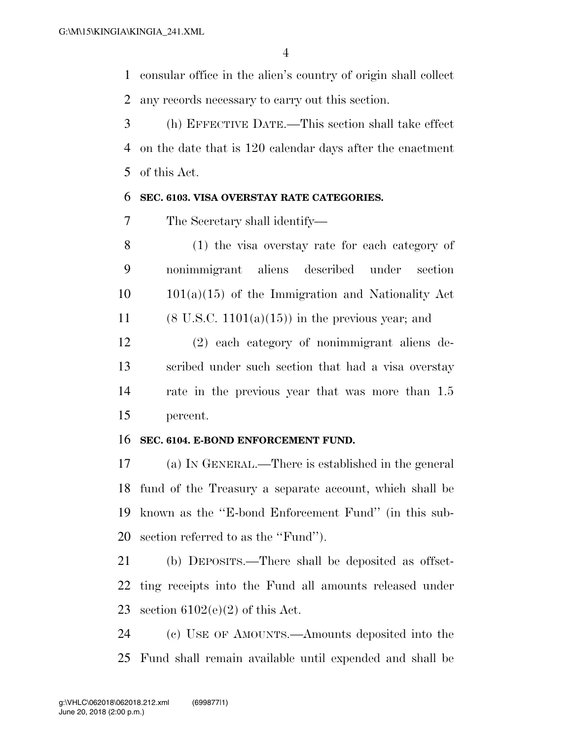consular office in the alien's country of origin shall collect any records necessary to carry out this section.

(h) EFFECTIVE DATE.—This section shall take effect on the date that is 120 calendar days after the enactment of this Act.

**SEC. 6103. VISA OVERSTAY RATE CATEGORIES.**

The Secretary shall identify—

(1) the visa overstay rate for each category of nonimmigrant aliens described under section 101(a)(15) of the Immigration and Nationality Act (8 U.S.C. 1101(a)(15)) in the previous year; and

(2) each category of nonimmigrant aliens described under such section that had a visa overstay rate in the previous year that was more than 1.5 percent.

**SEC. 6104. E-BOND ENFORCEMENT FUND.**

(a) IN GENERAL.—There is established in the general fund of the Treasury a separate account, which shall be known as the ''E-bond Enforcement Fund'' (in this subsection referred to as the ''Fund'').

(b) DEPOSITS.—There shall be deposited as offsetting receipts into the Fund all amounts released under section 6102(e)(2) of this Act.

(c) USE OF AMOUNTS.—Amounts deposited into the Fund shall remain available until expended and shall be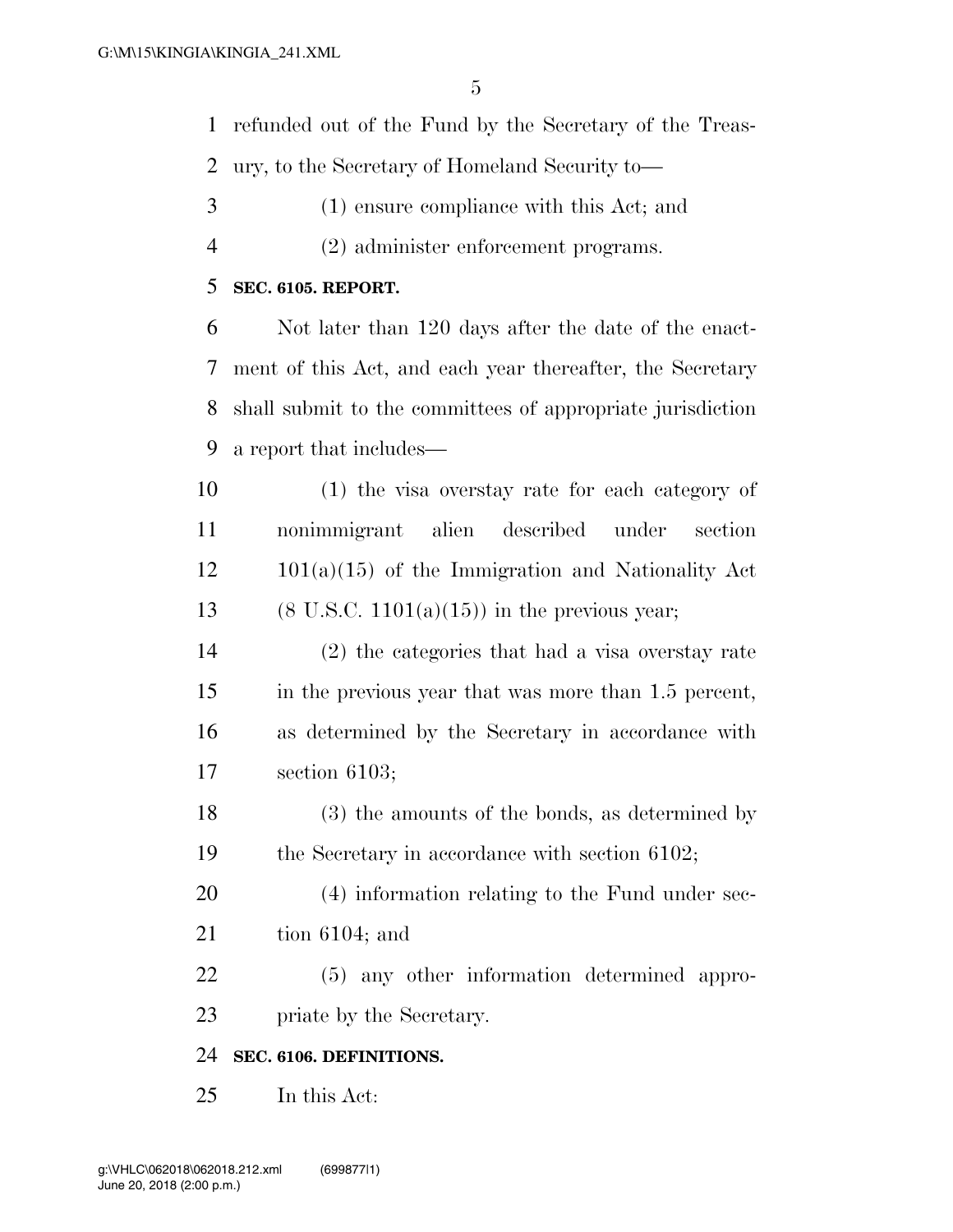refunded out of the Fund by the Secretary of the Treasury, to the Secretary of Homeland Security to—

(1) ensure compliance with this Act; and

(2) administer enforcement programs.

**SEC. 6105. REPORT.**

Not later than 120 days after the date of the enactment of this Act, and each year thereafter, the Secretary shall submit to the committees of appropriate jurisdiction a report that includes—

(1) the visa overstay rate for each category of nonimmigrant alien described under section 101(a)(15) of the Immigration and Nationality Act (8 U.S.C. 1101(a)(15)) in the previous year;

(2) the categories that had a visa overstay rate in the previous year that was more than 1.5 percent, as determined by the Secretary in accordance with section 6103;

(3) the amounts of the bonds, as determined by the Secretary in accordance with section 6102;

(4) information relating to the Fund under section 6104; and

(5) any other information determined appropriate by the Secretary.

**SEC. 6106. DEFINITIONS.**

In this Act: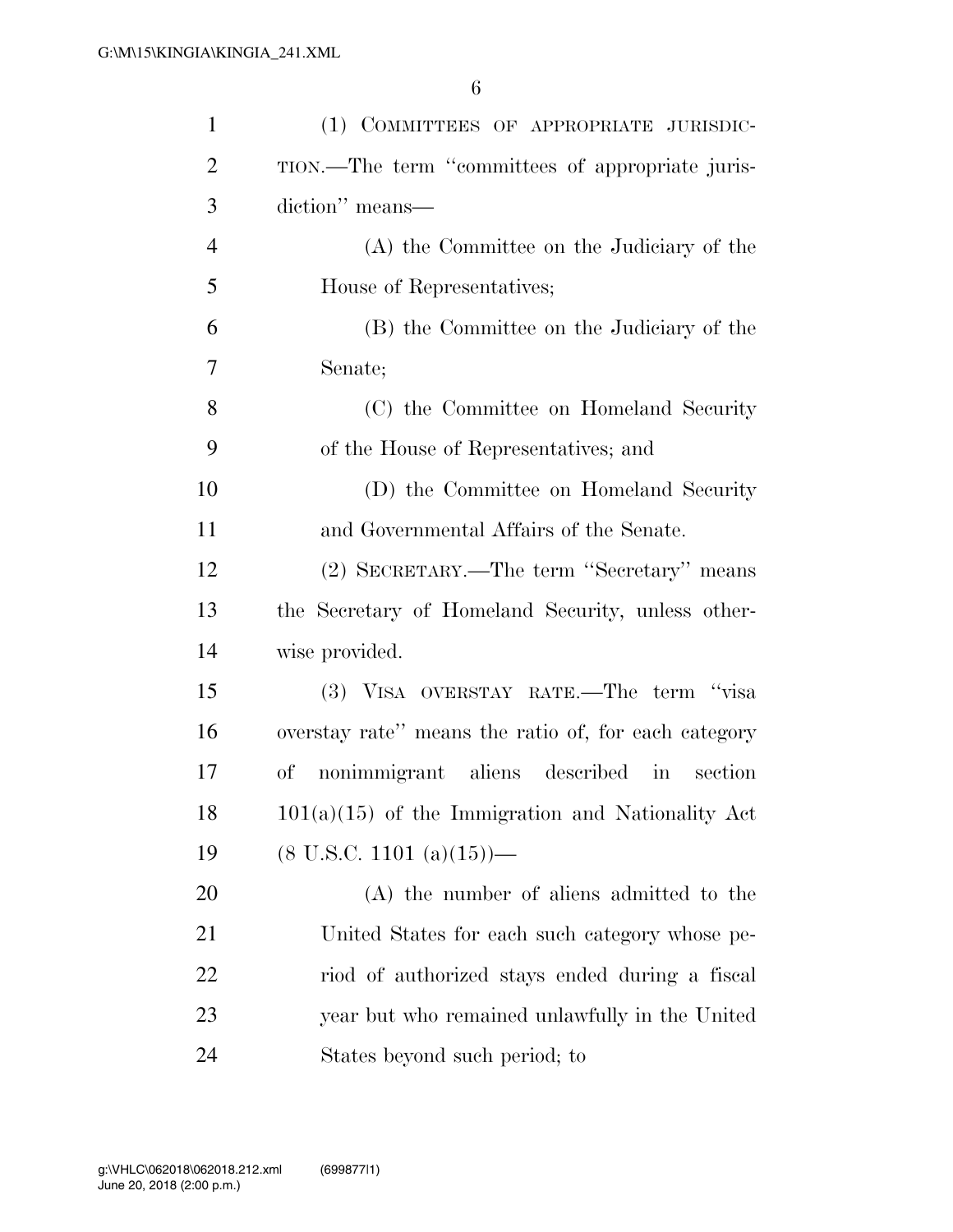(1) COMMITTEES OF APPROPRIATE JURISDICTION.—The term "committees of appropriate jurisdiction" means—

(A) the Committee on the Judiciary of the House of Representatives;

(B) the Committee on the Judiciary of the Senate;

(C) the Committee on Homeland Security of the House of Representatives; and

(D) the Committee on Homeland Security and Governmental Affairs of the Senate.

(2) SECRETARY.—The term "Secretary" means the Secretary of Homeland Security, unless otherwise provided.

(3) VISA OVERSTAY RATE.—The term "visa overstay rate" means the ratio of, for each category of nonimmigrant aliens described in section 101(a)(15) of the Immigration and Nationality Act (8 U.S.C. 1101 (a)(15))—

(A) the number of aliens admitted to the United States for each such category whose period of authorized stays ended during a fiscal year but who remained unlawfully in the United States beyond such period; to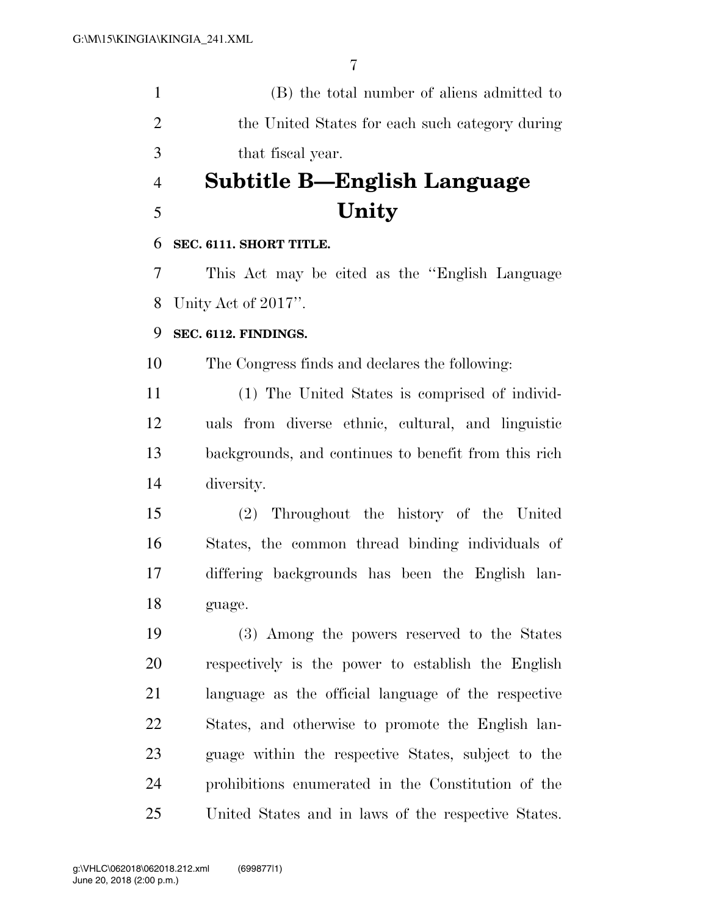(B) the total number of aliens admitted to the United States for each such category during that fiscal year.

## Subtitle B—English Language Unity

**SEC. 6111. SHORT TITLE.**

This Act may be cited as the "English Language Unity Act of 2017".

**SEC. 6112. FINDINGS.**

The Congress finds and declares the following:

(1) The United States is comprised of individuals from diverse ethnic, cultural, and linguistic backgrounds, and continues to benefit from this rich diversity.

(2) Throughout the history of the United States, the common thread binding individuals of differing backgrounds has been the English language.

(3) Among the powers reserved to the States respectively is the power to establish the English language as the official language of the respective States, and otherwise to promote the English language within the respective States, subject to the prohibitions enumerated in the Constitution of the United States and in laws of the respective States.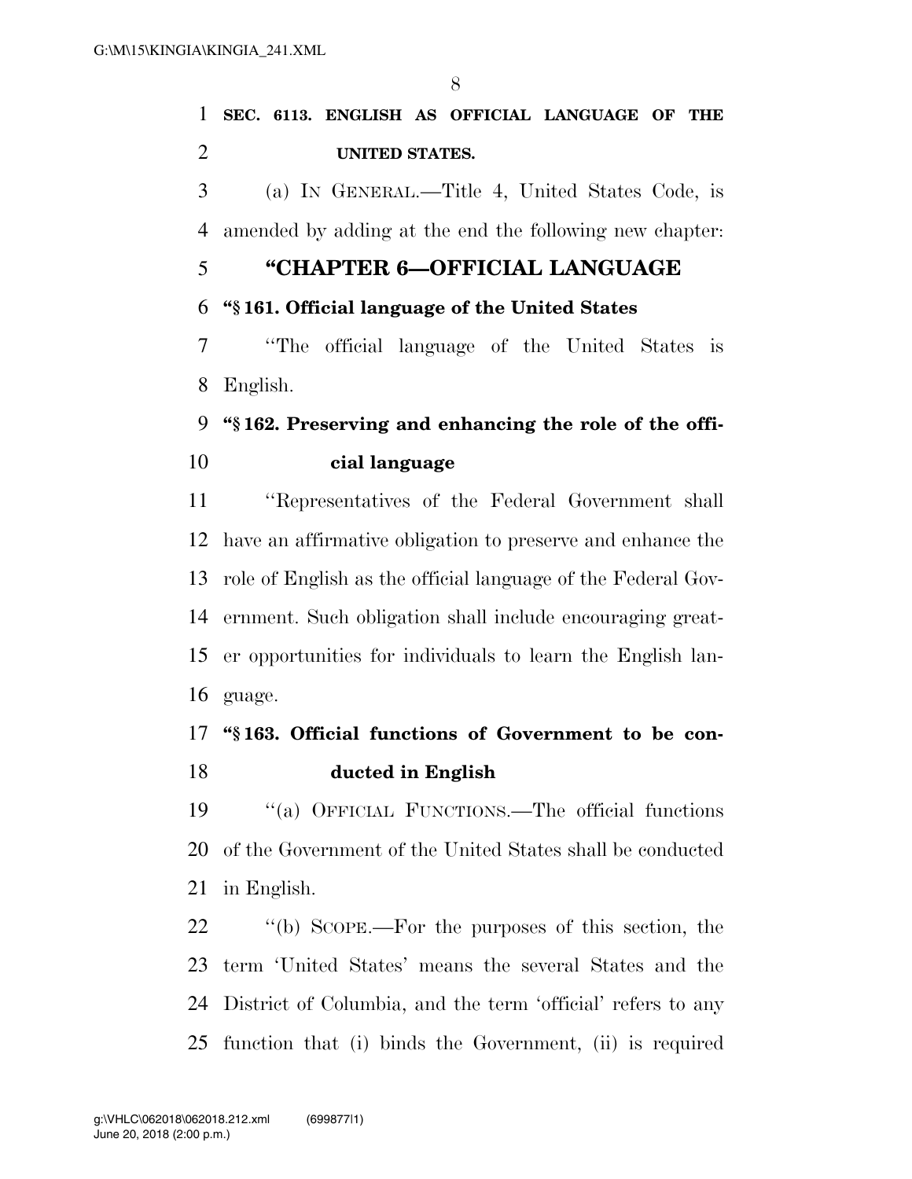**SEC. 6113. ENGLISH AS OFFICIAL LANGUAGE OF THE UNITED STATES.**

(a) IN GENERAL.—Title 4, United States Code, is amended by adding at the end the following new chapter:

## "CHAPTER 6—OFFICIAL LANGUAGE

**"§ 161. Official language of the United States**

"The official language of the United States is English.

**"§ 162. Preserving and enhancing the role of the official language**

"Representatives of the Federal Government shall have an affirmative obligation to preserve and enhance the role of English as the official language of the Federal Government. Such obligation shall include encouraging greater opportunities for individuals to learn the English language.

**"§ 163. Official functions of Government to be conducted in English**

"(a) OFFICIAL FUNCTIONS.—The official functions of the Government of the United States shall be conducted in English.

"(b) SCOPE.—For the purposes of this section, the term 'United States' means the several States and the District of Columbia, and the term 'official' refers to any function that (i) binds the Government, (ii) is required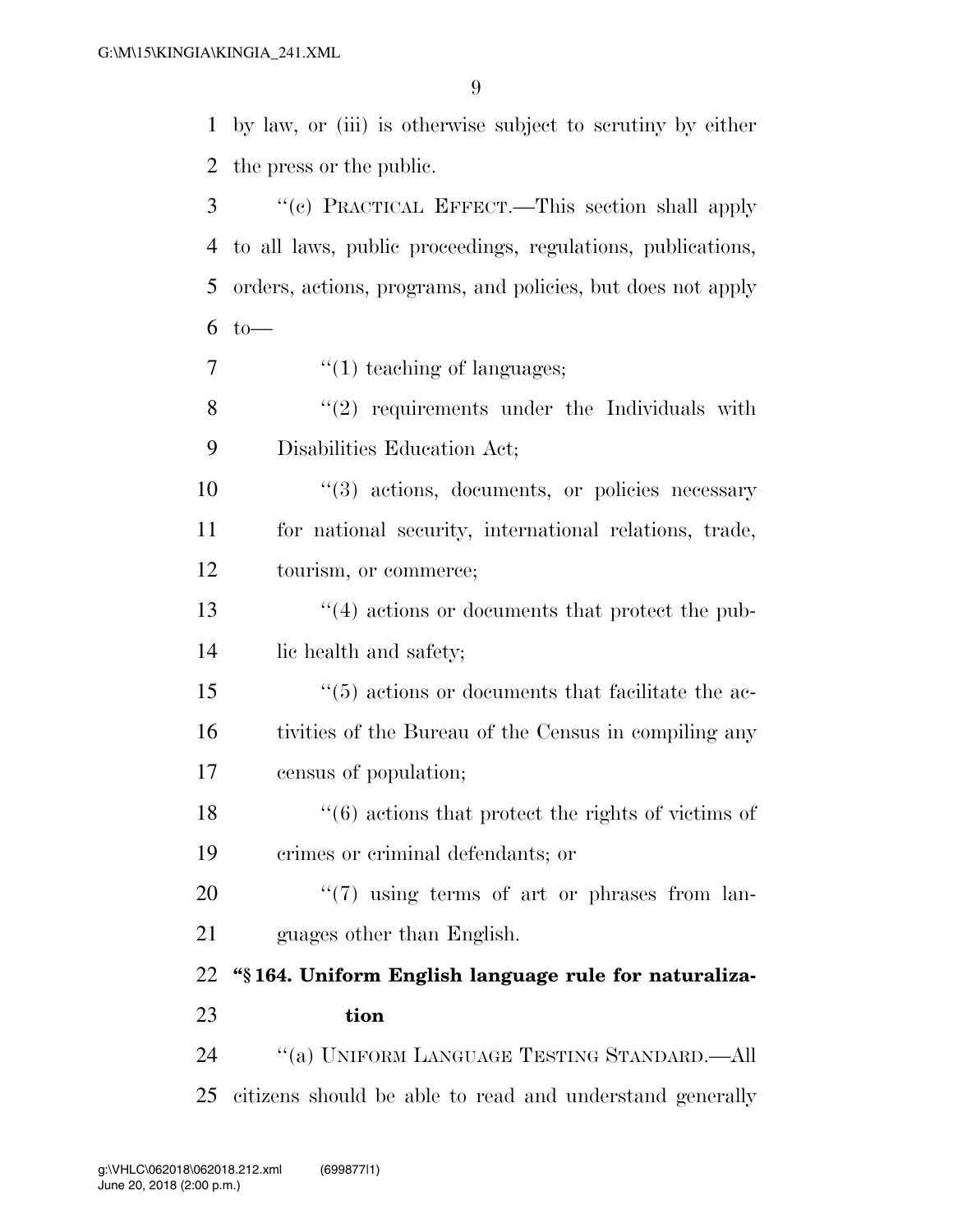by law, or (iii) is otherwise subject to scrutiny by either the press or the public.

''(c) PRACTICAL EFFECT.—This section shall apply to all laws, public proceedings, regulations, publications, orders, actions, programs, and policies, but does not apply to—

''(1) teaching of languages;

''(2) requirements under the Individuals with Disabilities Education Act;

''(3) actions, documents, or policies necessary for national security, international relations, trade, tourism, or commerce;

''(4) actions or documents that protect the public health and safety;

''(5) actions or documents that facilitate the activities of the Bureau of the Census in compiling any census of population;

''(6) actions that protect the rights of victims of crimes or criminal defendants; or

''(7) using terms of art or phrases from languages other than English.

**''§ 164. Uniform English language rule for naturalization**

''(a) UNIFORM LANGUAGE TESTING STANDARD.—All citizens should be able to read and understand generally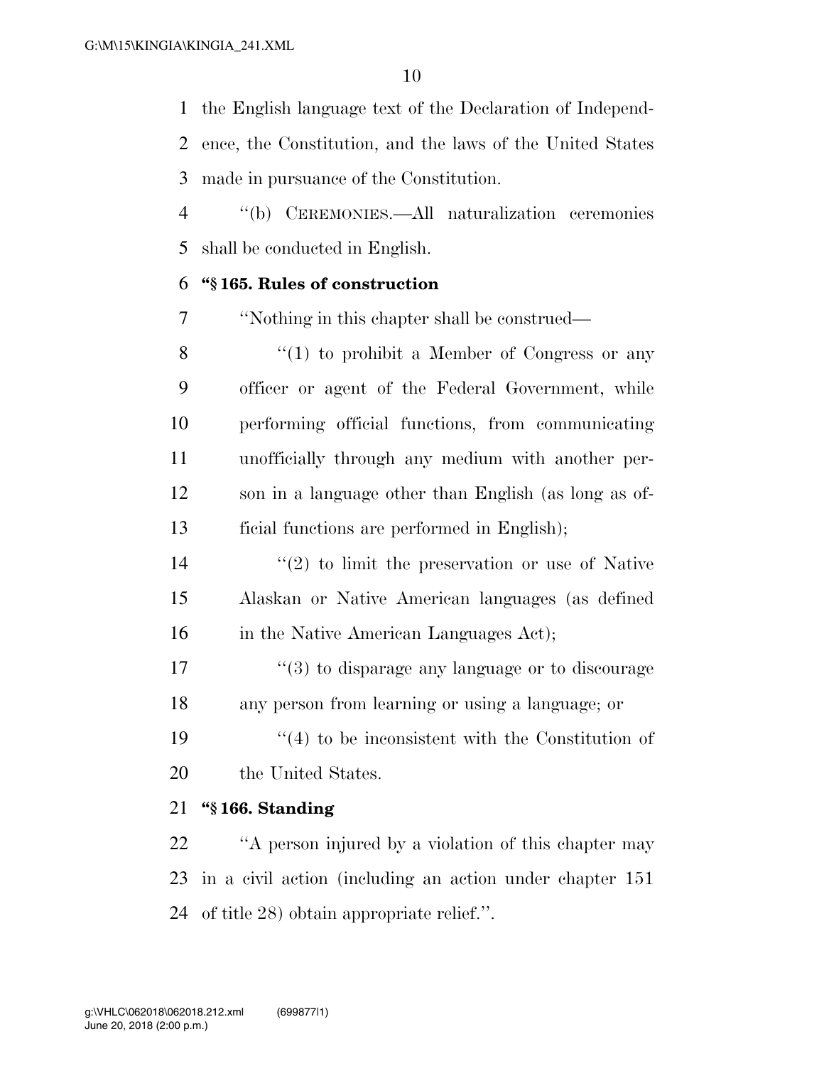the English language text of the Declaration of Independence, the Constitution, and the laws of the United States made in pursuance of the Constitution.

''(b) CEREMONIES.—All naturalization ceremonies shall be conducted in English.

**''§ 165. Rules of construction**

''Nothing in this chapter shall be construed—

''(1) to prohibit a Member of Congress or any officer or agent of the Federal Government, while performing official functions, from communicating unofficially through any medium with another person in a language other than English (as long as official functions are performed in English);

''(2) to limit the preservation or use of Native Alaskan or Native American languages (as defined in the Native American Languages Act);

''(3) to disparage any language or to discourage any person from learning or using a language; or

''(4) to be inconsistent with the Constitution of the United States.

**''§ 166. Standing**

''A person injured by a violation of this chapter may in a civil action (including an action under chapter 151 of title 28) obtain appropriate relief.''.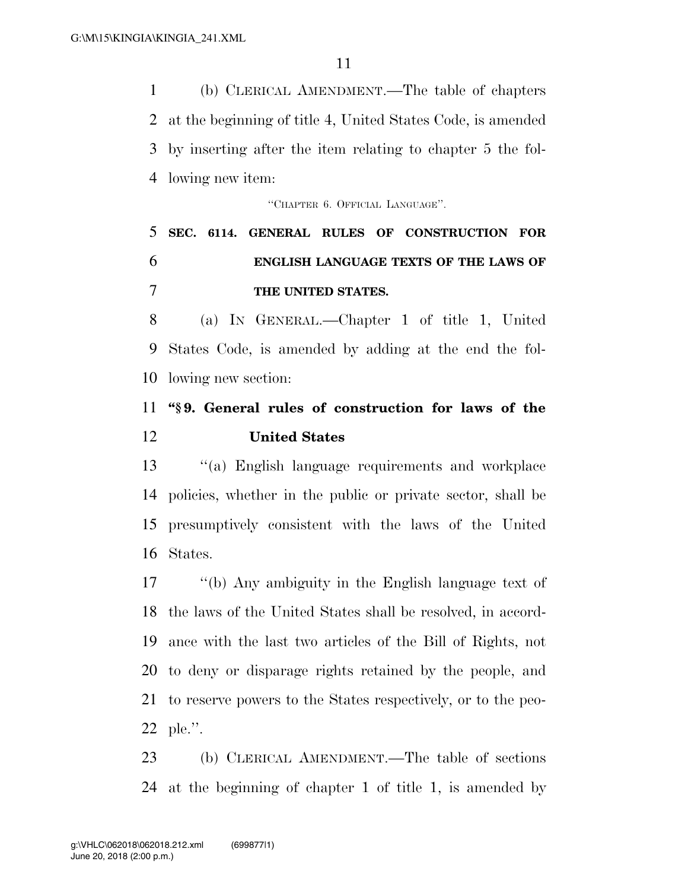(b) CLERICAL AMENDMENT.—The table of chapters at the beginning of title 4, United States Code, is amended by inserting after the item relating to chapter 5 the following new item:

"CHAPTER 6. OFFICIAL LANGUAGE".

**SEC. 6114. GENERAL RULES OF CONSTRUCTION FOR ENGLISH LANGUAGE TEXTS OF THE LAWS OF THE UNITED STATES.**

(a) IN GENERAL.—Chapter 1 of title 1, United States Code, is amended by adding at the end the following new section:

**"§ 9. General rules of construction for laws of the United States**

"(a) English language requirements and workplace policies, whether in the public or private sector, shall be presumptively consistent with the laws of the United States.

"(b) Any ambiguity in the English language text of the laws of the United States shall be resolved, in accordance with the last two articles of the Bill of Rights, not to deny or disparage rights retained by the people, and to reserve powers to the States respectively, or to the people.".

(b) CLERICAL AMENDMENT.—The table of sections at the beginning of chapter 1 of title 1, is amended by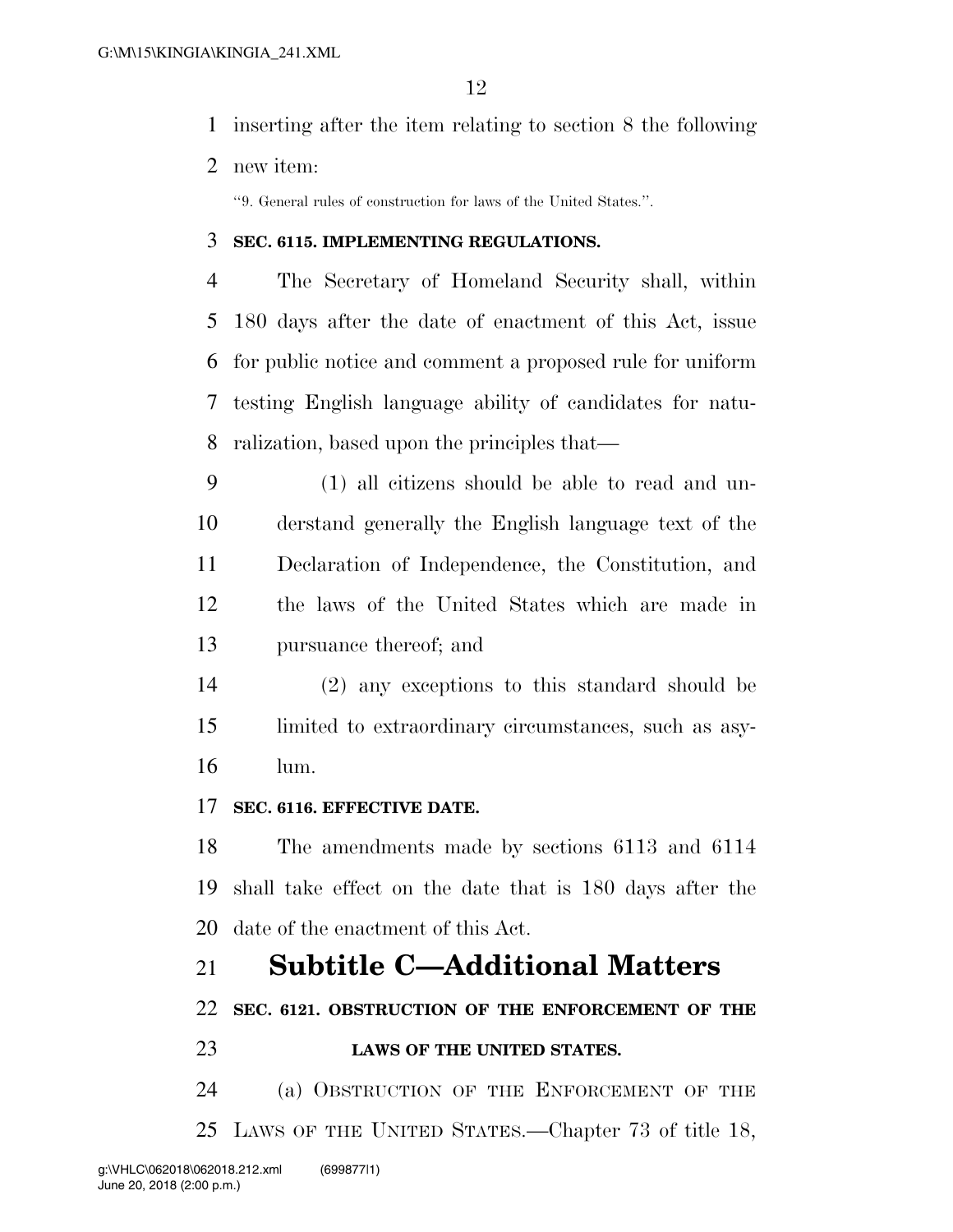inserting after the item relating to section 8 the following new item:

"9. General rules of construction for laws of the United States.".

**SEC. 6115. IMPLEMENTING REGULATIONS.**

The Secretary of Homeland Security shall, within 180 days after the date of enactment of this Act, issue for public notice and comment a proposed rule for uniform testing English language ability of candidates for naturalization, based upon the principles that—

(1) all citizens should be able to read and understand generally the English language text of the Declaration of Independence, the Constitution, and the laws of the United States which are made in pursuance thereof; and

(2) any exceptions to this standard should be limited to extraordinary circumstances, such as asylum.

**SEC. 6116. EFFECTIVE DATE.**

The amendments made by sections 6113 and 6114 shall take effect on the date that is 180 days after the date of the enactment of this Act.

## Subtitle C—Additional Matters

**SEC. 6121. OBSTRUCTION OF THE ENFORCEMENT OF THE LAWS OF THE UNITED STATES.**

(a) OBSTRUCTION OF THE ENFORCEMENT OF THE LAWS OF THE UNITED STATES.—Chapter 73 of title 18,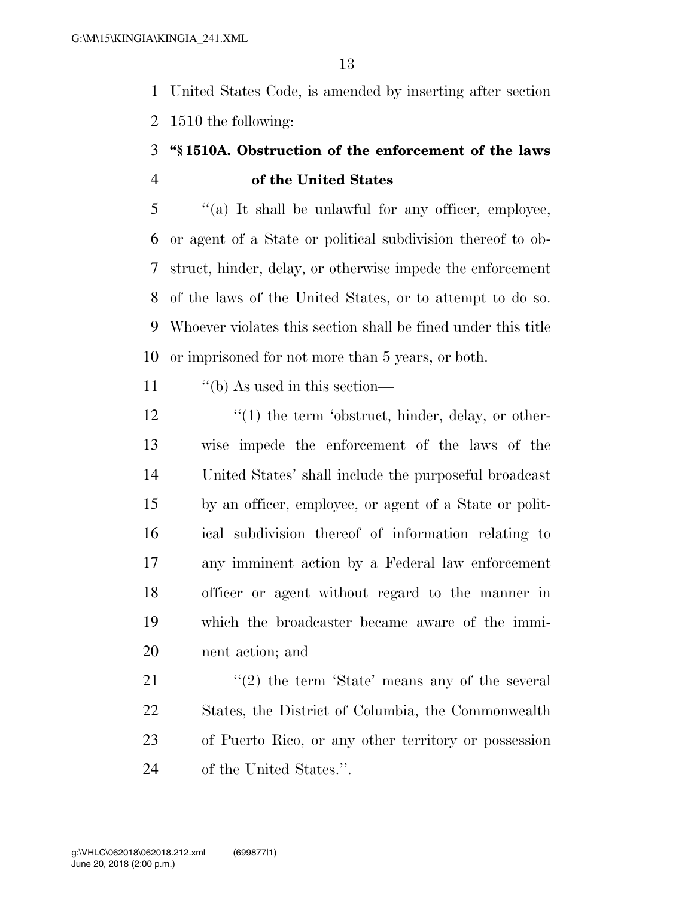United States Code, is amended by inserting after section 1510 the following:

**"§ 1510A. Obstruction of the enforcement of the laws of the United States**

"(a) It shall be unlawful for any officer, employee, or agent of a State or political subdivision thereof to obstruct, hinder, delay, or otherwise impede the enforcement of the laws of the United States, or to attempt to do so. Whoever violates this section shall be fined under this title or imprisoned for not more than 5 years, or both.

"(b) As used in this section—

"(1) the term 'obstruct, hinder, delay, or otherwise impede the enforcement of the laws of the United States' shall include the purposeful broadcast by an officer, employee, or agent of a State or political subdivision thereof of information relating to any imminent action by a Federal law enforcement officer or agent without regard to the manner in which the broadcaster became aware of the imminent action; and

"(2) the term 'State' means any of the several States, the District of Columbia, the Commonwealth of Puerto Rico, or any other territory or possession of the United States.".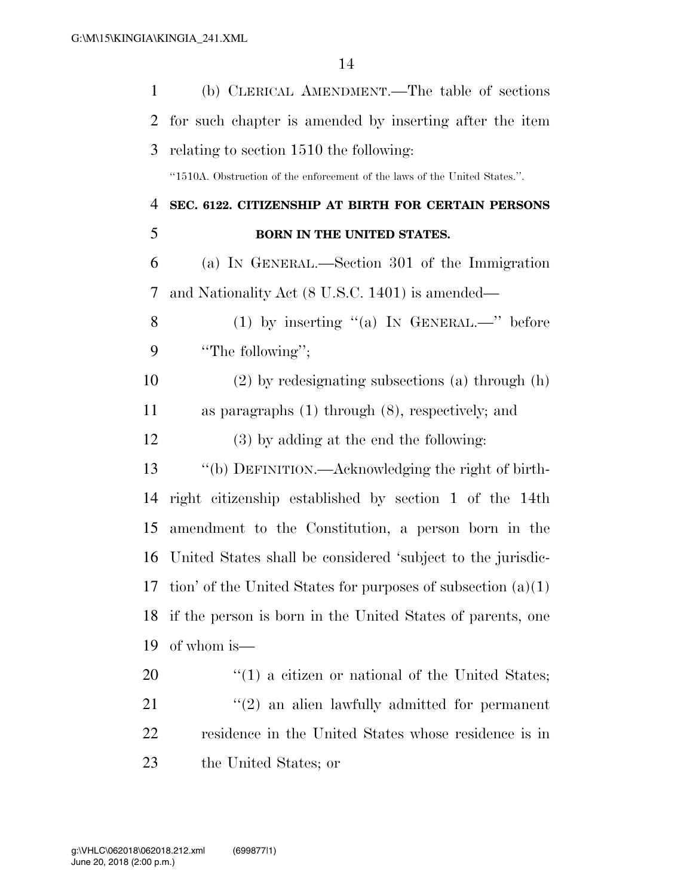(b) CLERICAL AMENDMENT.—The table of sections for such chapter is amended by inserting after the item relating to section 1510 the following:

"1510A. Obstruction of the enforcement of the laws of the United States.".

**SEC. 6122. CITIZENSHIP AT BIRTH FOR CERTAIN PERSONS BORN IN THE UNITED STATES.**

(a) IN GENERAL.—Section 301 of the Immigration and Nationality Act (8 U.S.C. 1401) is amended—

(1) by inserting "(a) IN GENERAL.—" before "The following";

(2) by redesignating subsections (a) through (h) as paragraphs (1) through (8), respectively; and

(3) by adding at the end the following:

"(b) DEFINITION.—Acknowledging the right of birthright citizenship established by section 1 of the 14th amendment to the Constitution, a person born in the United States shall be considered 'subject to the jurisdiction' of the United States for purposes of subsection (a)(1) if the person is born in the United States of parents, one of whom is—

"(1) a citizen or national of the United States;

"(2) an alien lawfully admitted for permanent residence in the United States whose residence is in the United States; or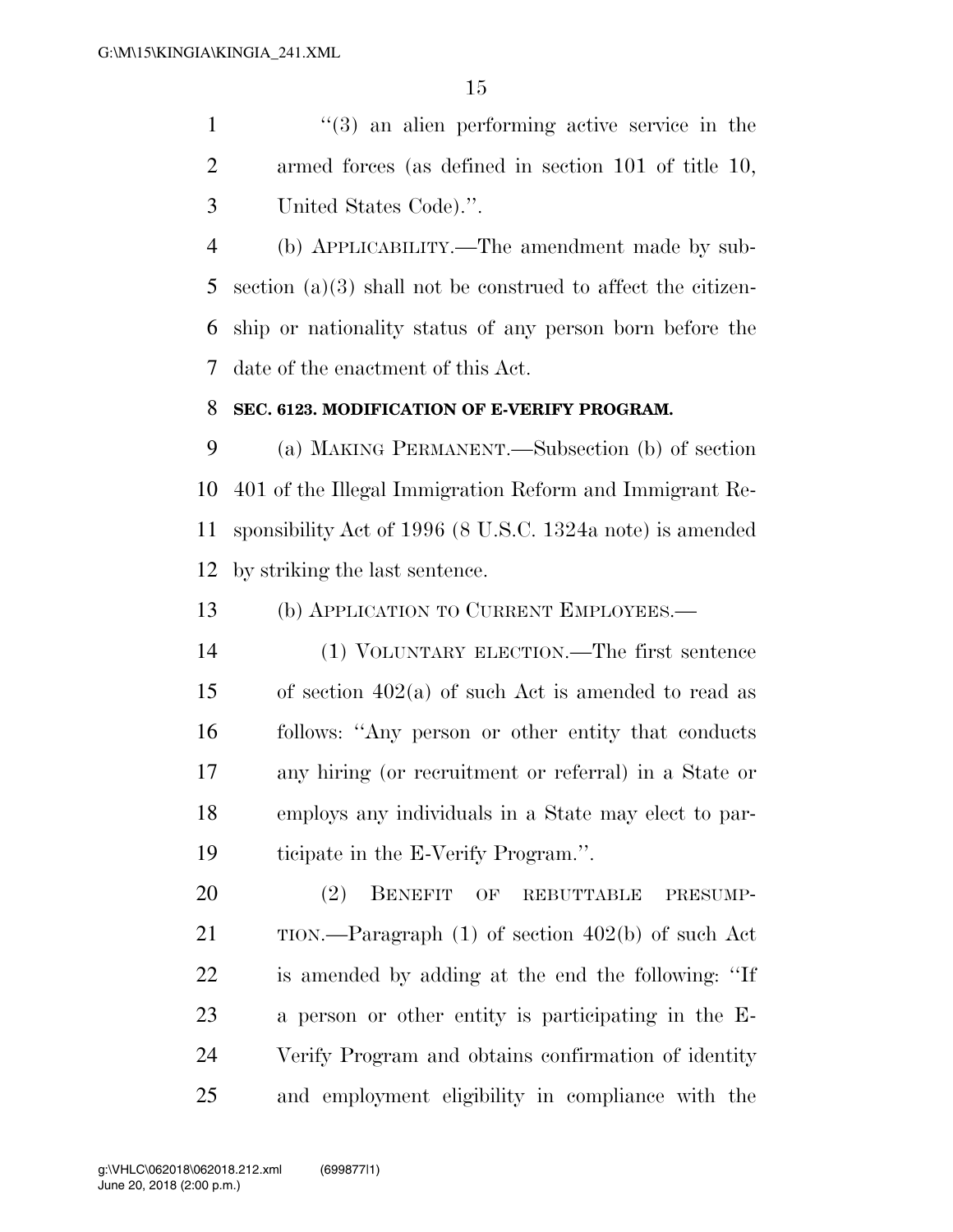"(3) an alien performing active service in the armed forces (as defined in section 101 of title 10, United States Code).".

(b) APPLICABILITY.—The amendment made by subsection (a)(3) shall not be construed to affect the citizenship or nationality status of any person born before the date of the enactment of this Act.

**SEC. 6123. MODIFICATION OF E-VERIFY PROGRAM.**

(a) MAKING PERMANENT.—Subsection (b) of section 401 of the Illegal Immigration Reform and Immigrant Responsibility Act of 1996 (8 U.S.C. 1324a note) is amended by striking the last sentence.

(b) APPLICATION TO CURRENT EMPLOYEES.—

(1) VOLUNTARY ELECTION.—The first sentence of section 402(a) of such Act is amended to read as follows: "Any person or other entity that conducts any hiring (or recruitment or referral) in a State or employs any individuals in a State may elect to participate in the E-Verify Program.".

(2) BENEFIT OF REBUTTABLE PRESUMPTION.—Paragraph (1) of section 402(b) of such Act is amended by adding at the end the following: "If a person or other entity is participating in the E-Verify Program and obtains confirmation of identity and employment eligibility in compliance with the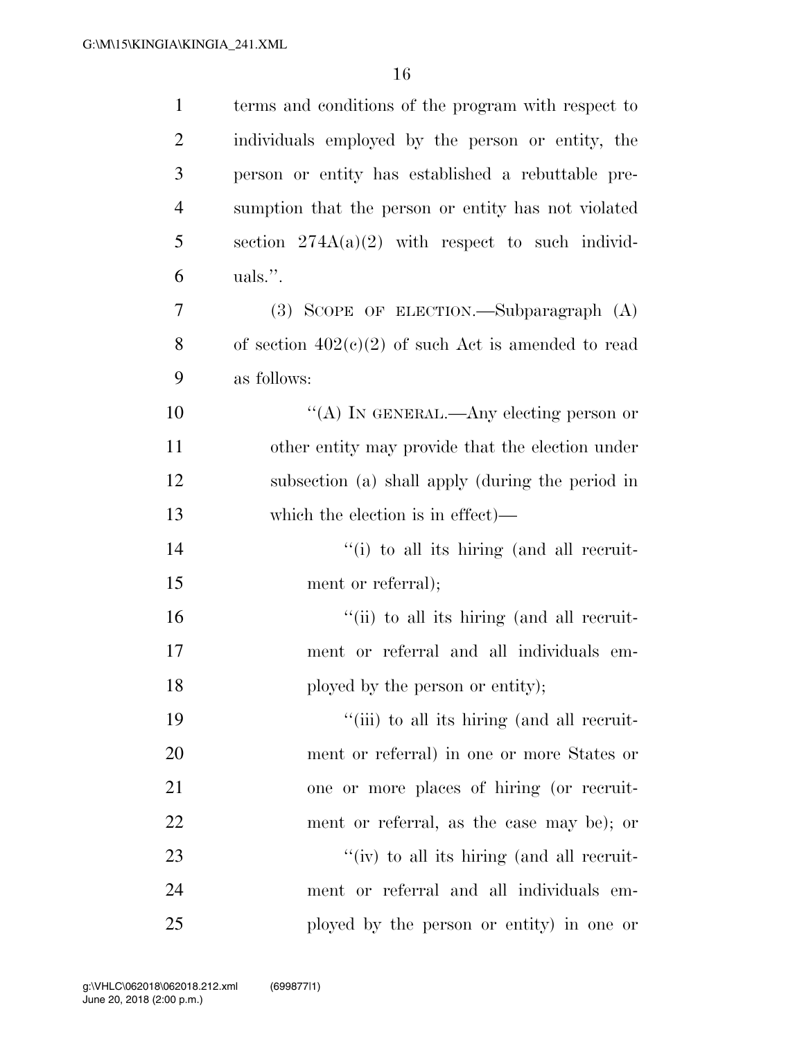terms and conditions of the program with respect to individuals employed by the person or entity, the person or entity has established a rebuttable presumption that the person or entity has not violated section 274A(a)(2) with respect to such individuals.''.

(3) SCOPE OF ELECTION.—Subparagraph (A) of section 402(c)(2) of such Act is amended to read as follows:

"(A) IN GENERAL.—Any electing person or other entity may provide that the election under subsection (a) shall apply (during the period in which the election is in effect)—

"(i) to all its hiring (and all recruitment or referral);

"(ii) to all its hiring (and all recruitment or referral and all individuals employed by the person or entity);

"(iii) to all its hiring (and all recruitment or referral) in one or more States or one or more places of hiring (or recruitment or referral, as the case may be); or

"(iv) to all its hiring (and all recruitment or referral and all individuals employed by the person or entity) in one or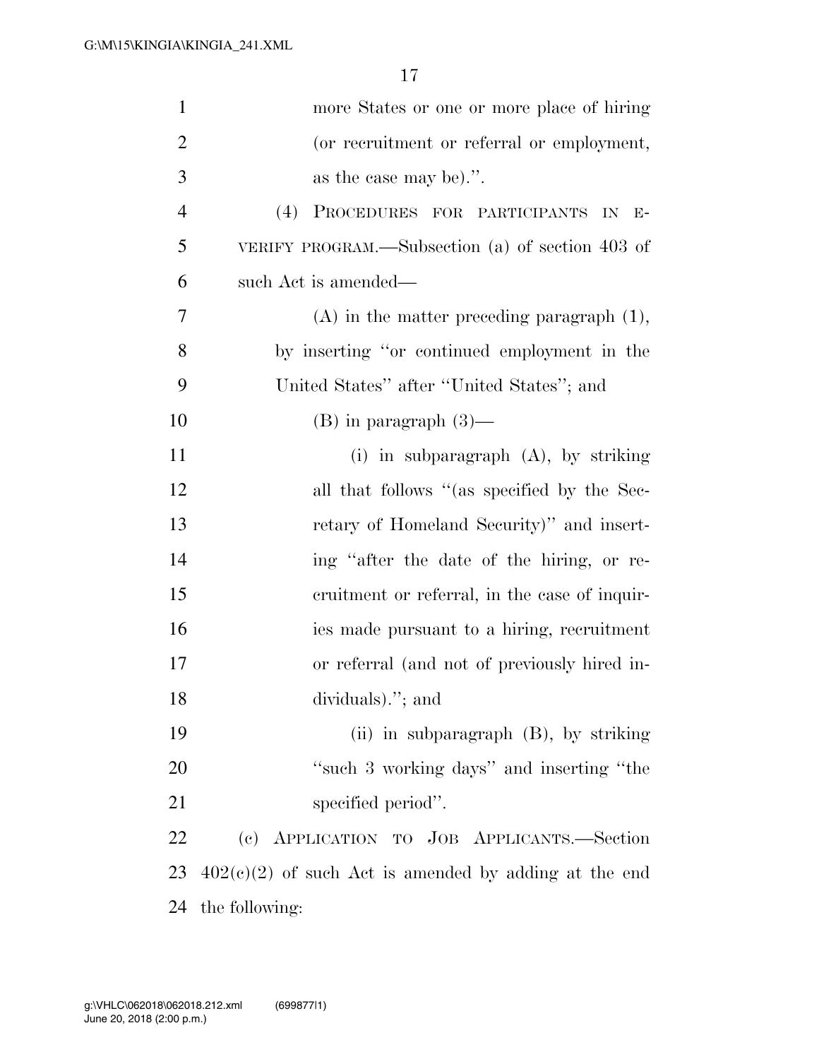more States or one or more place of hiring (or recruitment or referral or employment, as the case may be).''.

(4) PROCEDURES FOR PARTICIPANTS IN E-VERIFY PROGRAM.—Subsection (a) of section 403 of such Act is amended—

(A) in the matter preceding paragraph (1), by inserting ''or continued employment in the United States'' after ''United States''; and

(B) in paragraph (3)—

(i) in subparagraph (A), by striking all that follows ''(as specified by the Secretary of Homeland Security)'' and inserting ''after the date of the hiring, or recruitment or referral, in the case of inquiries made pursuant to a hiring, recruitment or referral (and not of previously hired individuals).''; and

(ii) in subparagraph (B), by striking ''such 3 working days'' and inserting ''the specified period''.

(c) APPLICATION TO JOB APPLICANTS.—Section 402(c)(2) of such Act is amended by adding at the end the following: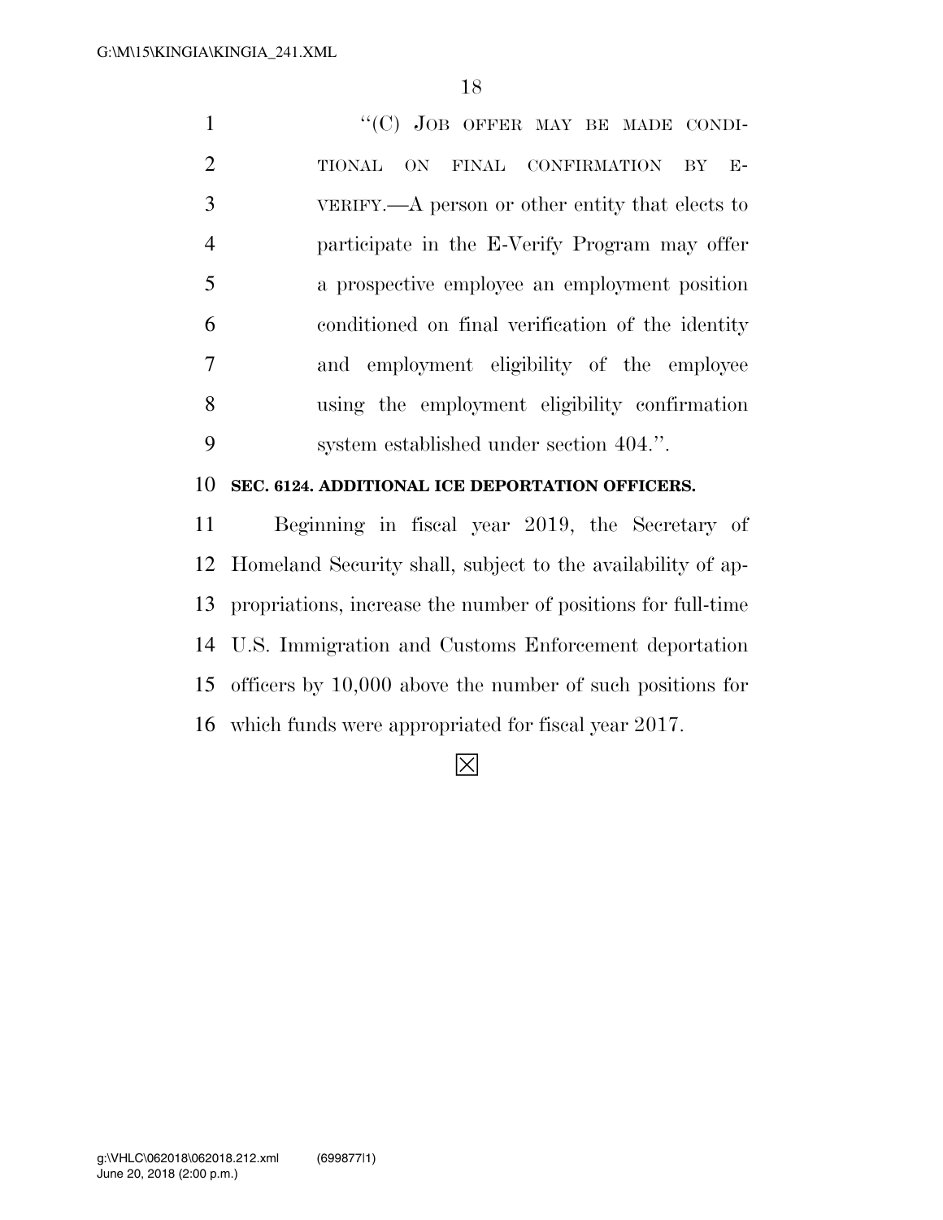"(C) JOB OFFER MAY BE MADE CONDITIONAL ON FINAL CONFIRMATION BY E-VERIFY.—A person or other entity that elects to participate in the E-Verify Program may offer a prospective employee an employment position conditioned on final verification of the identity and employment eligibility of the employee using the employment eligibility confirmation system established under section 404.".

**SEC. 6124. ADDITIONAL ICE DEPORTATION OFFICERS.**

Beginning in fiscal year 2019, the Secretary of Homeland Security shall, subject to the availability of appropriations, increase the number of positions for full-time U.S. Immigration and Customs Enforcement deportation officers by 10,000 above the number of such positions for which funds were appropriated for fiscal year 2017.